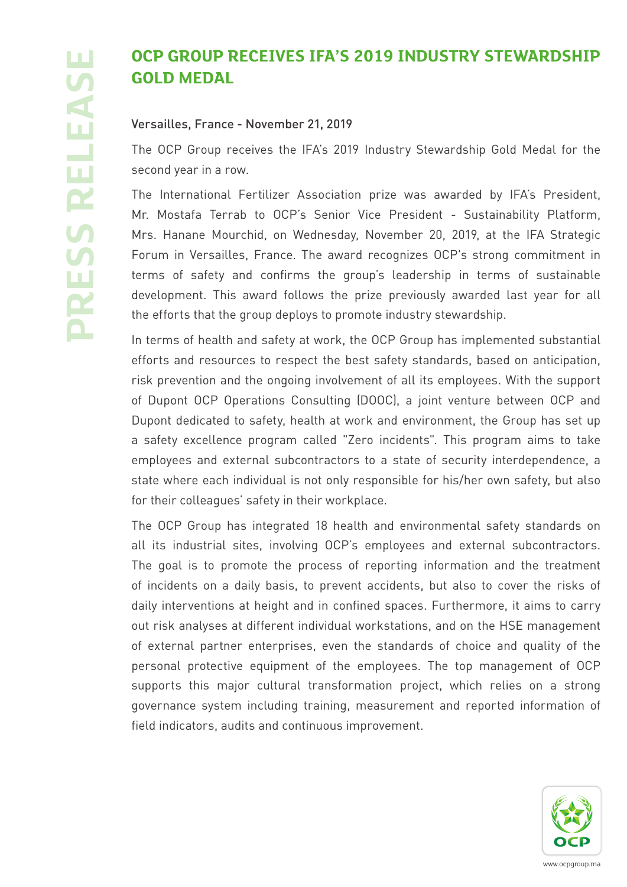# OCP GROUP RECEIVES IFA'S 2019 INDUSTRY STEWARDSHIP GOLD MEDAL

Versailles, France - November 21, 2019

The OCP Group receives the IFA's 2019 Industry Stewardship Gold Medal for the second year in a row.

The International Fertilizer Association prize was awarded by IFA's President, Mr. Mostafa Terrab to OCP's Senior Vice President - Sustainability Platform, Mrs. Hanane Mourchid, on Wednesday, November 20, 2019, at the IFA Strategic Forum in Versailles, France. The award recognizes OCP's strong commitment in terms of safety and confirms the group's leadership in terms of sustainable development. This award follows the prize previously awarded last year for all the efforts that the group deploys to promote industry stewardship.

In terms of health and safety at work, the OCP Group has implemented substantial efforts and resources to respect the best safety standards, based on anticipation, risk prevention and the ongoing involvement of all its employees. With the support of Dupont OCP Operations Consulting (DOOC), a joint venture between OCP and Dupont dedicated to safety, health at work and environment, the Group has set up a safety excellence program called "Zero incidents". This program aims to take employees and external subcontractors to a state of security interdependence, a state where each individual is not only responsible for his/her own safety, but also for their colleagues' safety in their workplace.

The OCP Group has integrated 18 health and environmental safety standards on all its industrial sites, involving OCP's employees and external subcontractors. The goal is to promote the process of reporting information and the treatment of incidents on a daily basis, to prevent accidents, but also to cover the risks of daily interventions at height and in confined spaces. Furthermore, it aims to carry out risk analyses at different individual workstations, and on the HSE management of external partner enterprises, even the standards of choice and quality of the personal protective equipment of the employees. The top management of OCP supports this major cultural transformation project, which relies on a strong governance system including training, measurement and reported information of field indicators, audits and continuous improvement.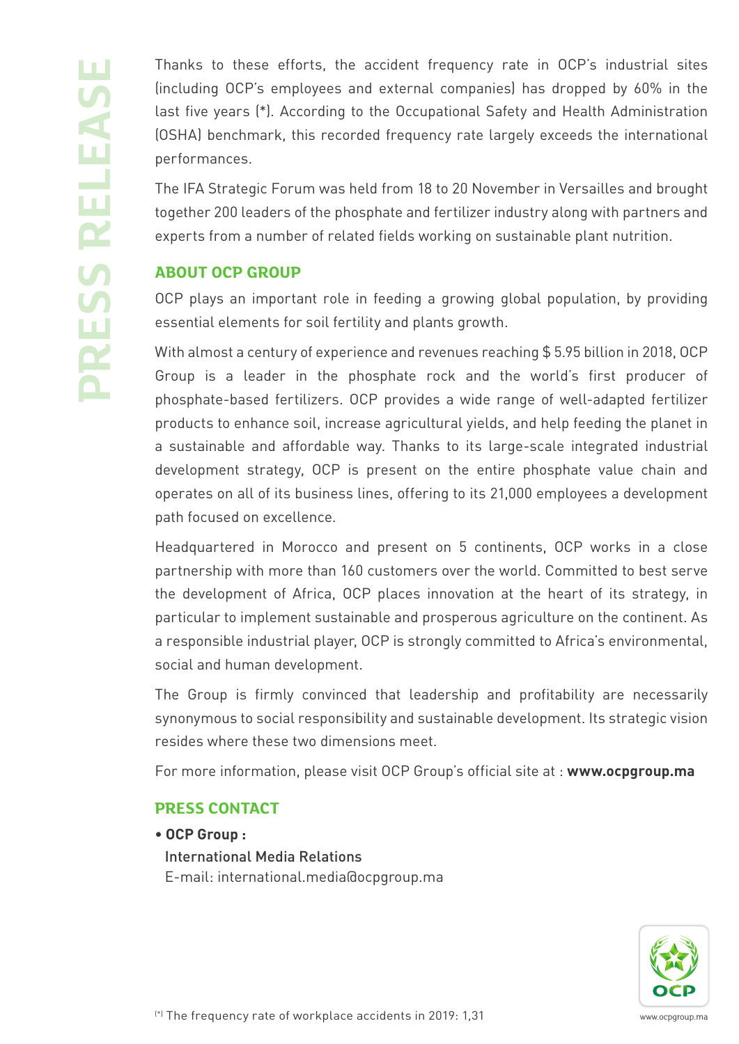Thanks to these efforts, the accident frequency rate in OCP's industrial sites (including OCP's employees and external companies) has dropped by 60% in the last five years (*). According to the Occupational Safety and Health Administration (OSHA) benchmark, this recorded frequency rate largely exceeds the international performances.

The IFA Strategic Forum was held from 18 to 20 November in Versailles and brought together 200 leaders of the phosphate and fertilizer industry along with partners and experts from a number of related fields working on sustainable plant nutrition.

## ABOUT OCP GROUP

OCP plays an important role in feeding a growing global population, by providing essential elements for soil fertility and plants growth.

With almost a century of experience and revenues reaching $ 5.95 billion in 2018, OCP Group is a leader in the phosphate rock and the world's first producer of phosphate-based fertilizers. OCP provides a wide range of well-adapted fertilizer products to enhance soil, increase agricultural yields, and help feeding the planet in a sustainable and affordable way. Thanks to its large-scale integrated industrial development strategy, OCP is present on the entire phosphate value chain and operates on all of its business lines, offering to its 21,000 employees a development path focused on excellence.

Headquartered in Morocco and present on 5 continents, OCP works in a close partnership with more than 160 customers over the world. Committed to best serve the development of Africa, OCP places innovation at the heart of its strategy, in particular to implement sustainable and prosperous agriculture on the continent. As a responsible industrial player, OCP is strongly committed to Africa's environmental, social and human development.

The Group is firmly convinced that leadership and profitability are necessarily synonymous to social responsibility and sustainable development. Its strategic vision resides where these two dimensions meet.

For more information, please visit OCP Group's official site at : **www.ocpgroup.ma**

## PRESS CONTACT

- **OCP Group :**
  International Media Relations
  E-mail: international.media@ocpgroup.ma

(*) The frequency rate of workplace accidents in 2019: 1,31